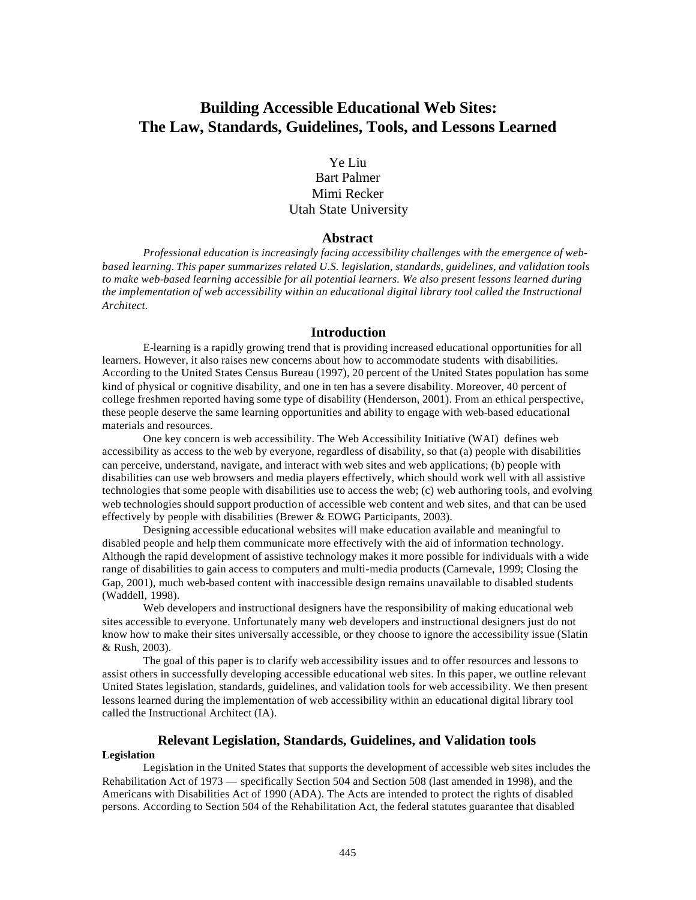# Building Accessible Educational Web Sites: The Law, Standards, Guidelines, Tools, and Lessons Learned

Ye Liu
Bart Palmer
Mimi Recker
Utah State University

## Abstract

*Professional education is increasingly facing accessibility challenges with the emergence of web-based learning. This paper summarizes related U.S. legislation, standards, guidelines, and validation tools to make web-based learning accessible for all potential learners. We also present lessons learned during the implementation of web accessibility within an educational digital library tool called the Instructional Architect.*

## Introduction

E-learning is a rapidly growing trend that is providing increased educational opportunities for all learners. However, it also raises new concerns about how to accommodate students with disabilities. According to the United States Census Bureau (1997), 20 percent of the United States population has some kind of physical or cognitive disability, and one in ten has a severe disability. Moreover, 40 percent of college freshmen reported having some type of disability (Henderson, 2001). From an ethical perspective, these people deserve the same learning opportunities and ability to engage with web-based educational materials and resources.

One key concern is web accessibility. The Web Accessibility Initiative (WAI) defines web accessibility as access to the web by everyone, regardless of disability, so that (a) people with disabilities can perceive, understand, navigate, and interact with web sites and web applications; (b) people with disabilities can use web browsers and media players effectively, which should work well with all assistive technologies that some people with disabilities use to access the web; (c) web authoring tools, and evolving web technologies should support production of accessible web content and web sites, and that can be used effectively by people with disabilities (Brewer & EOWG Participants, 2003).

Designing accessible educational websites will make education available and meaningful to disabled people and help them communicate more effectively with the aid of information technology. Although the rapid development of assistive technology makes it more possible for individuals with a wide range of disabilities to gain access to computers and multi-media products (Carnevale, 1999; Closing the Gap, 2001), much web-based content with inaccessible design remains unavailable to disabled students (Waddell, 1998).

Web developers and instructional designers have the responsibility of making educational web sites accessible to everyone. Unfortunately many web developers and instructional designers just do not know how to make their sites universally accessible, or they choose to ignore the accessibility issue (Slatin & Rush, 2003).

The goal of this paper is to clarify web accessibility issues and to offer resources and lessons to assist others in successfully developing accessible educational web sites. In this paper, we outline relevant United States legislation, standards, guidelines, and validation tools for web accessibility. We then present lessons learned during the implementation of web accessibility within an educational digital library tool called the Instructional Architect (IA).

## Relevant Legislation, Standards, Guidelines, and Validation tools

### Legislation

Legislation in the United States that supports the development of accessible web sites includes the Rehabilitation Act of 1973 — specifically Section 504 and Section 508 (last amended in 1998), and the Americans with Disabilities Act of 1990 (ADA). The Acts are intended to protect the rights of disabled persons. According to Section 504 of the Rehabilitation Act, the federal statutes guarantee that disabled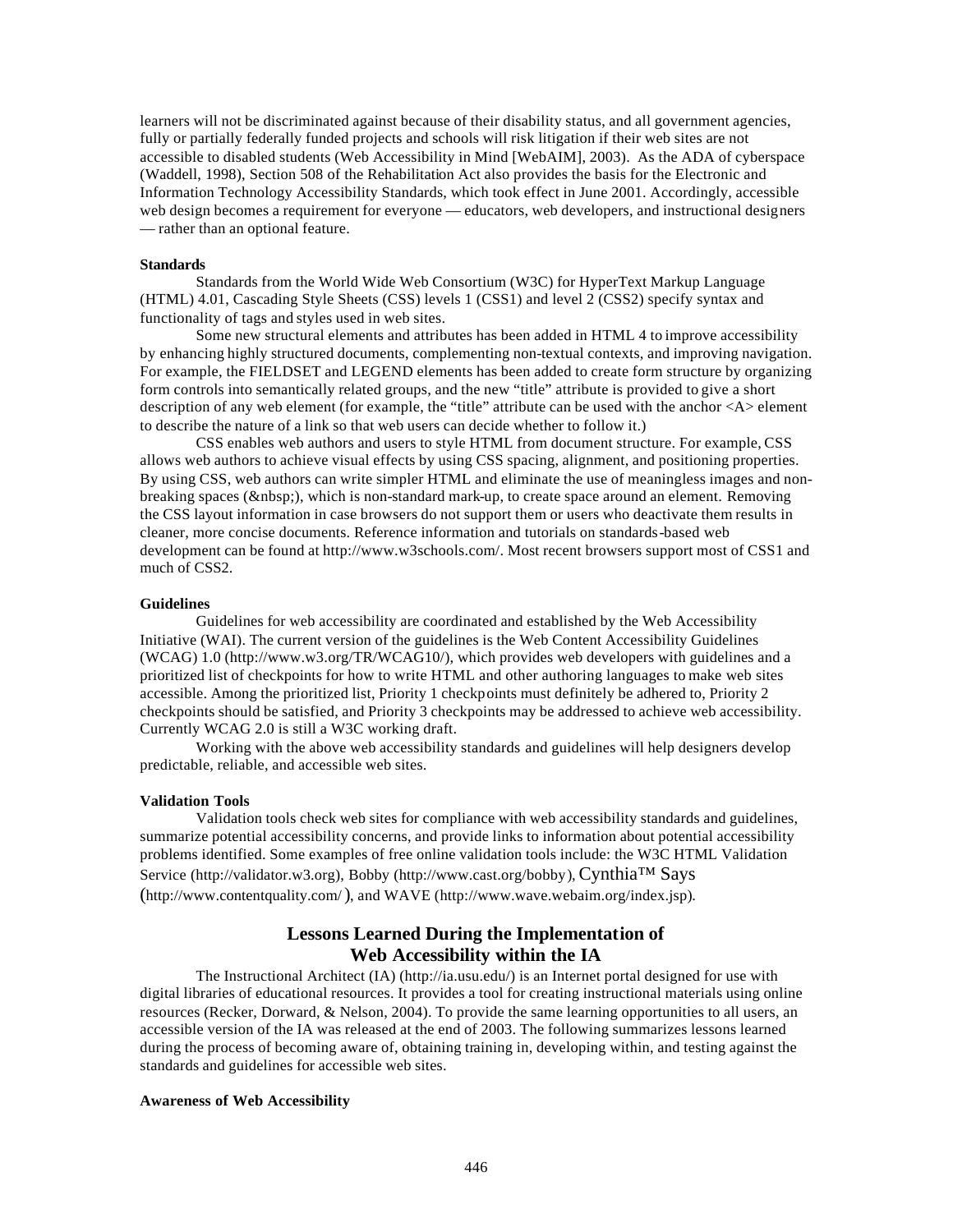learners will not be discriminated against because of their disability status, and all government agencies, fully or partially federally funded projects and schools will risk litigation if their web sites are not accessible to disabled students (Web Accessibility in Mind [WebAIM], 2003). As the ADA of cyberspace (Waddell, 1998), Section 508 of the Rehabilitation Act also provides the basis for the Electronic and Information Technology Accessibility Standards, which took effect in June 2001. Accordingly, accessible web design becomes a requirement for everyone — educators, web developers, and instructional designers — rather than an optional feature.

**Standards**

Standards from the World Wide Web Consortium (W3C) for HyperText Markup Language (HTML) 4.01, Cascading Style Sheets (CSS) levels 1 (CSS1) and level 2 (CSS2) specify syntax and functionality of tags and styles used in web sites.

Some new structural elements and attributes has been added in HTML 4 to improve accessibility by enhancing highly structured documents, complementing non-textual contexts, and improving navigation. For example, the FIELDSET and LEGEND elements has been added to create form structure by organizing form controls into semantically related groups, and the new "title" attribute is provided to give a short description of any web element (for example, the "title" attribute can be used with the anchor <A> element to describe the nature of a link so that web users can decide whether to follow it.)

CSS enables web authors and users to style HTML from document structure. For example, CSS allows web authors to achieve visual effects by using CSS spacing, alignment, and positioning properties. By using CSS, web authors can write simpler HTML and eliminate the use of meaningless images and non-breaking spaces (&nbsp;), which is non-standard mark-up, to create space around an element. Removing the CSS layout information in case browsers do not support them or users who deactivate them results in cleaner, more concise documents. Reference information and tutorials on standards-based web development can be found at http://www.w3schools.com/. Most recent browsers support most of CSS1 and much of CSS2.

**Guidelines**

Guidelines for web accessibility are coordinated and established by the Web Accessibility Initiative (WAI). The current version of the guidelines is the Web Content Accessibility Guidelines (WCAG) 1.0 (http://www.w3.org/TR/WCAG10/), which provides web developers with guidelines and a prioritized list of checkpoints for how to write HTML and other authoring languages to make web sites accessible. Among the prioritized list, Priority 1 checkpoints must definitely be adhered to, Priority 2 checkpoints should be satisfied, and Priority 3 checkpoints may be addressed to achieve web accessibility. Currently WCAG 2.0 is still a W3C working draft.

Working with the above web accessibility standards and guidelines will help designers develop predictable, reliable, and accessible web sites.

**Validation Tools**

Validation tools check web sites for compliance with web accessibility standards and guidelines, summarize potential accessibility concerns, and provide links to information about potential accessibility problems identified. Some examples of free online validation tools include: the W3C HTML Validation Service (http://validator.w3.org), Bobby (http://www.cast.org/bobby), Cynthia™ Says (http://www.contentquality.com/), and WAVE (http://www.wave.webaim.org/index.jsp).

## Lessons Learned During the Implementation of Web Accessibility within the IA

The Instructional Architect (IA) (http://ia.usu.edu/) is an Internet portal designed for use with digital libraries of educational resources. It provides a tool for creating instructional materials using online resources (Recker, Dorward, & Nelson, 2004). To provide the same learning opportunities to all users, an accessible version of the IA was released at the end of 2003. The following summarizes lessons learned during the process of becoming aware of, obtaining training in, developing within, and testing against the standards and guidelines for accessible web sites.

**Awareness of Web Accessibility**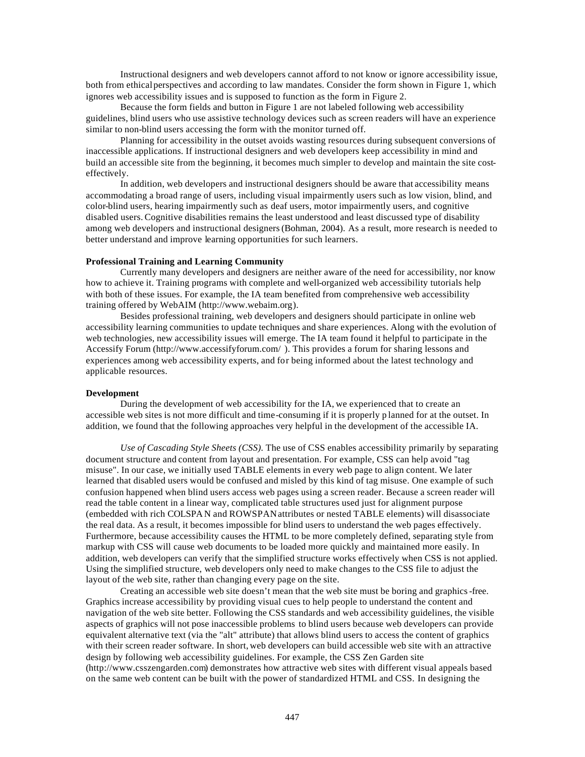Instructional designers and web developers cannot afford to not know or ignore accessibility issue, both from ethical perspectives and according to law mandates. Consider the form shown in Figure 1, which ignores web accessibility issues and is supposed to function as the form in Figure 2.

Because the form fields and button in Figure 1 are not labeled following web accessibility guidelines, blind users who use assistive technology devices such as screen readers will have an experience similar to non-blind users accessing the form with the monitor turned off.

Planning for accessibility in the outset avoids wasting resources during subsequent conversions of inaccessible applications. If instructional designers and web developers keep accessibility in mind and build an accessible site from the beginning, it becomes much simpler to develop and maintain the site cost-effectively.

In addition, web developers and instructional designers should be aware that accessibility means accommodating a broad range of users, including visual impairmently users such as low vision, blind, and color-blind users, hearing impairmently such as deaf users, motor impairmently users, and cognitive disabled users. Cognitive disabilities remains the least understood and least discussed type of disability among web developers and instructional designers (Bohman, 2004). As a result, more research is needed to better understand and improve learning opportunities for such learners.

**Professional Training and Learning Community**

Currently many developers and designers are neither aware of the need for accessibility, nor know how to achieve it. Training programs with complete and well-organized web accessibility tutorials help with both of these issues. For example, the IA team benefited from comprehensive web accessibility training offered by WebAIM (http://www.webaim.org).

Besides professional training, web developers and designers should participate in online web accessibility learning communities to update techniques and share experiences. Along with the evolution of web technologies, new accessibility issues will emerge. The IA team found it helpful to participate in the Accessify Forum (http://www.accessifyforum.com/ ). This provides a forum for sharing lessons and experiences among web accessibility experts, and for being informed about the latest technology and applicable resources.

**Development**

During the development of web accessibility for the IA, we experienced that to create an accessible web sites is not more difficult and time-consuming if it is properly planned for at the outset. In addition, we found that the following approaches very helpful in the development of the accessible IA.

*Use of Cascading Style Sheets (CSS).* The use of CSS enables accessibility primarily by separating document structure and content from layout and presentation. For example, CSS can help avoid "tag misuse". In our case, we initially used TABLE elements in every web page to align content. We later learned that disabled users would be confused and misled by this kind of tag misuse. One example of such confusion happened when blind users access web pages using a screen reader. Because a screen reader will read the table content in a linear way, complicated table structures used just for alignment purpose (embedded with rich COLSPAN and ROWSPAN attributes or nested TABLE elements) will disassociate the real data. As a result, it becomes impossible for blind users to understand the web pages effectively. Furthermore, because accessibility causes the HTML to be more completely defined, separating style from markup with CSS will cause web documents to be loaded more quickly and maintained more easily. In addition, web developers can verify that the simplified structure works effectively when CSS is not applied. Using the simplified structure, web developers only need to make changes to the CSS file to adjust the layout of the web site, rather than changing every page on the site.

Creating an accessible web site doesn't mean that the web site must be boring and graphics-free. Graphics increase accessibility by providing visual cues to help people to understand the content and navigation of the web site better. Following the CSS standards and web accessibility guidelines, the visible aspects of graphics will not pose inaccessible problems to blind users because web developers can provide equivalent alternative text (via the "alt" attribute) that allows blind users to access the content of graphics with their screen reader software. In short, web developers can build accessible web site with an attractive design by following web accessibility guidelines. For example, the CSS Zen Garden site (http://www.csszengarden.com) demonstrates how attractive web sites with different visual appeals based on the same web content can be built with the power of standardized HTML and CSS. In designing the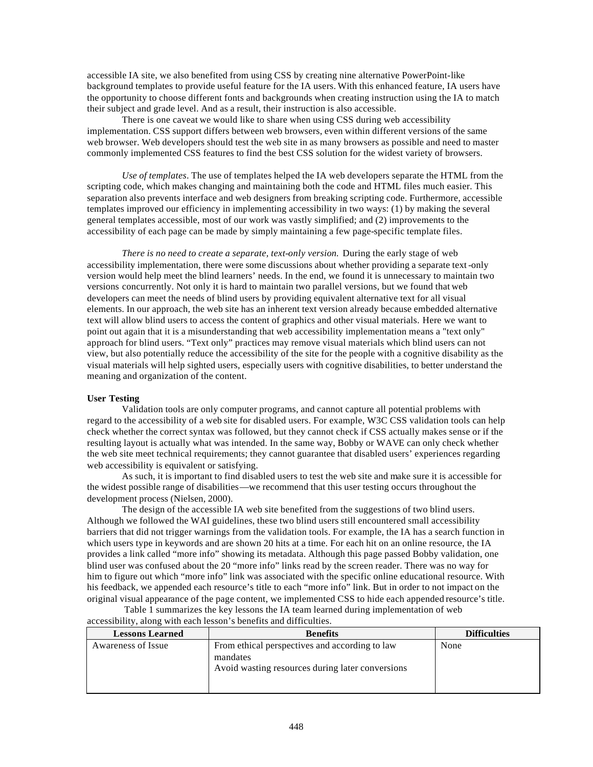accessible IA site, we also benefited from using CSS by creating nine alternative PowerPoint-like background templates to provide useful feature for the IA users. With this enhanced feature, IA users have the opportunity to choose different fonts and backgrounds when creating instruction using the IA to match their subject and grade level. And as a result, their instruction is also accessible.

There is one caveat we would like to share when using CSS during web accessibility implementation. CSS support differs between web browsers, even within different versions of the same web browser. Web developers should test the web site in as many browsers as possible and need to master commonly implemented CSS features to find the best CSS solution for the widest variety of browsers.

*Use of templates*. The use of templates helped the IA web developers separate the HTML from the scripting code, which makes changing and maintaining both the code and HTML files much easier. This separation also prevents interface and web designers from breaking scripting code. Furthermore, accessible templates improved our efficiency in implementing accessibility in two ways: (1) by making the several general templates accessible, most of our work was vastly simplified; and (2) improvements to the accessibility of each page can be made by simply maintaining a few page-specific template files.

*There is no need to create a separate, text-only version.* During the early stage of web accessibility implementation, there were some discussions about whether providing a separate text-only version would help meet the blind learners' needs. In the end, we found it is unnecessary to maintain two versions concurrently. Not only it is hard to maintain two parallel versions, but we found that web developers can meet the needs of blind users by providing equivalent alternative text for all visual elements. In our approach, the web site has an inherent text version already because embedded alternative text will allow blind users to access the content of graphics and other visual materials. Here we want to point out again that it is a misunderstanding that web accessibility implementation means a "text only" approach for blind users. "Text only" practices may remove visual materials which blind users can not view, but also potentially reduce the accessibility of the site for the people with a cognitive disability as the visual materials will help sighted users, especially users with cognitive disabilities, to better understand the meaning and organization of the content.

**User Testing**

Validation tools are only computer programs, and cannot capture all potential problems with regard to the accessibility of a web site for disabled users. For example, W3C CSS validation tools can help check whether the correct syntax was followed, but they cannot check if CSS actually makes sense or if the resulting layout is actually what was intended. In the same way, Bobby or WAVE can only check whether the web site meet technical requirements; they cannot guarantee that disabled users' experiences regarding web accessibility is equivalent or satisfying.

As such, it is important to find disabled users to test the web site and make sure it is accessible for the widest possible range of disabilities—we recommend that this user testing occurs throughout the development process (Nielsen, 2000).

The design of the accessible IA web site benefited from the suggestions of two blind users. Although we followed the WAI guidelines, these two blind users still encountered small accessibility barriers that did not trigger warnings from the validation tools. For example, the IA has a search function in which users type in keywords and are shown 20 hits at a time. For each hit on an online resource, the IA provides a link called "more info" showing its metadata. Although this page passed Bobby validation, one blind user was confused about the 20 "more info" links read by the screen reader. There was no way for him to figure out which "more info" link was associated with the specific online educational resource. With his feedback, we appended each resource's title to each "more info" link. But in order to not impact on the original visual appearance of the page content, we implemented CSS to hide each appended resource's title.

Table 1 summarizes the key lessons the IA team learned during implementation of web accessibility, along with each lesson's benefits and difficulties.

| Lessons Learned | Benefits | Difficulties |
|---|---|---|
| Awareness of Issue | From ethical perspectives and according to law mandates<br>Avoid wasting resources during later conversions | None |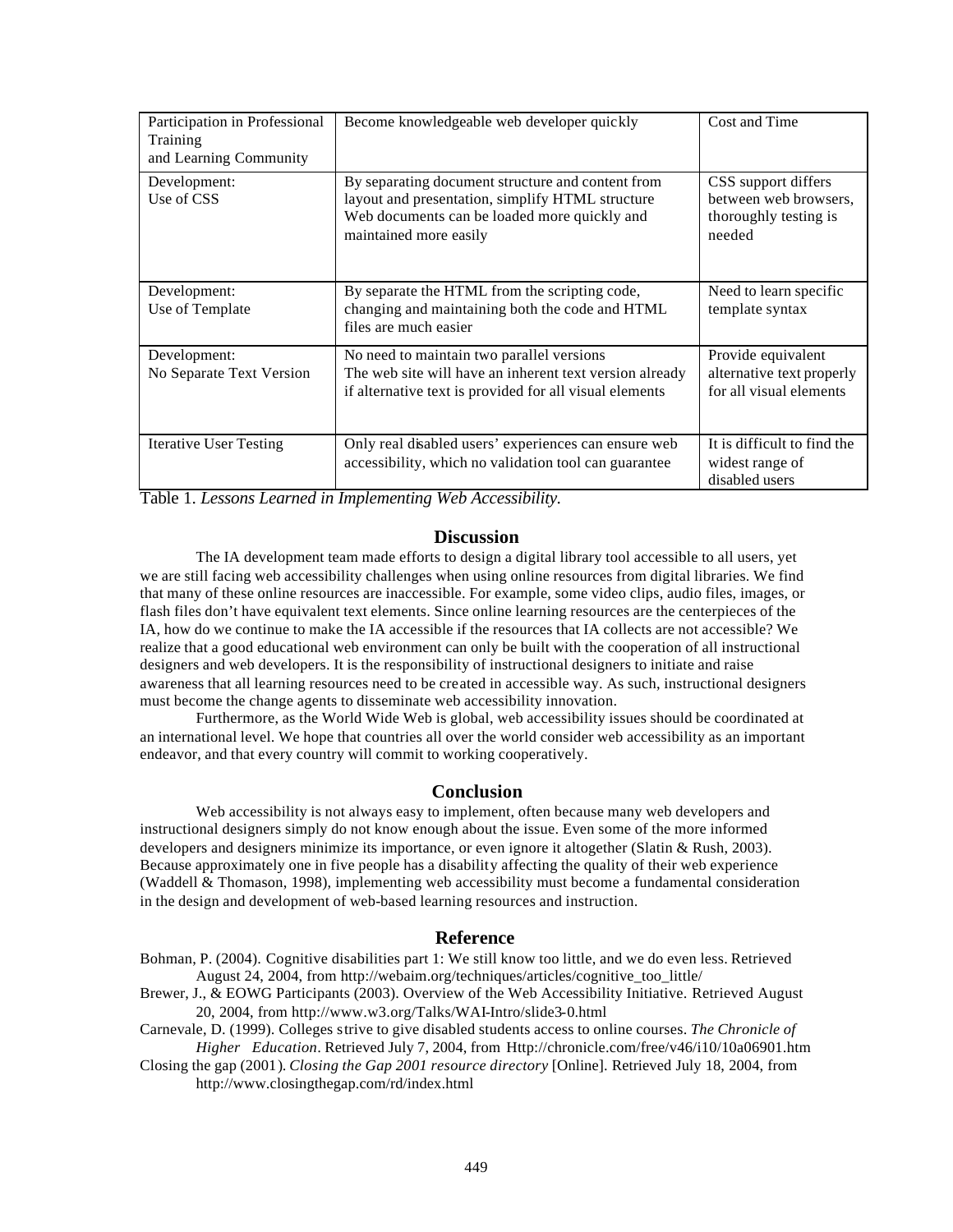| | | |
|---|---|---|
| Participation in Professional Training and Learning Community | Become knowledgeable web developer quickly | Cost and Time |
| Development: Use of CSS | By separating document structure and content from layout and presentation, simplify HTML structure Web documents can be loaded more quickly and maintained more easily | CSS support differs between web browsers, thoroughly testing is needed |
| Development: Use of Template | By separate the HTML from the scripting code, changing and maintaining both the code and HTML files are much easier | Need to learn specific template syntax |
| Development: No Separate Text Version | No need to maintain two parallel versions The web site will have an inherent text version already if alternative text is provided for all visual elements | Provide equivalent alternative text properly for all visual elements |
| Iterative User Testing | Only real disabled users' experiences can ensure web accessibility, which no validation tool can guarantee | It is difficult to find the widest range of disabled users |

Table 1. *Lessons Learned in Implementing Web Accessibility.*

## Discussion

The IA development team made efforts to design a digital library tool accessible to all users, yet we are still facing web accessibility challenges when using online resources from digital libraries. We find that many of these online resources are inaccessible. For example, some video clips, audio files, images, or flash files don't have equivalent text elements. Since online learning resources are the centerpieces of the IA, how do we continue to make the IA accessible if the resources that IA collects are not accessible? We realize that a good educational web environment can only be built with the cooperation of all instructional designers and web developers. It is the responsibility of instructional designers to initiate and raise awareness that all learning resources need to be created in accessible way. As such, instructional designers must become the change agents to disseminate web accessibility innovation.

Furthermore, as the World Wide Web is global, web accessibility issues should be coordinated at an international level. We hope that countries all over the world consider web accessibility as an important endeavor, and that every country will commit to working cooperatively.

## Conclusion

Web accessibility is not always easy to implement, often because many web developers and instructional designers simply do not know enough about the issue. Even some of the more informed developers and designers minimize its importance, or even ignore it altogether (Slatin & Rush, 2003). Because approximately one in five people has a disability affecting the quality of their web experience (Waddell & Thomason, 1998), implementing web accessibility must become a fundamental consideration in the design and development of web-based learning resources and instruction.

## Reference

Bohman, P. (2004). Cognitive disabilities part 1: We still know too little, and we do even less. Retrieved August 24, 2004, from http://webaim.org/techniques/articles/cognitive_too_little/

Brewer, J., & EOWG Participants (2003). Overview of the Web Accessibility Initiative. Retrieved August 20, 2004, from http://www.w3.org/Talks/WAI-Intro/slide3-0.html

Carnevale, D. (1999). Colleges strive to give disabled students access to online courses. *The Chronicle of Higher Education*. Retrieved July 7, 2004, from Http://chronicle.com/free/v46/i10/10a06901.htm

Closing the gap (2001). *Closing the Gap 2001 resource directory* [Online]. Retrieved July 18, 2004, from http://www.closingthegap.com/rd/index.html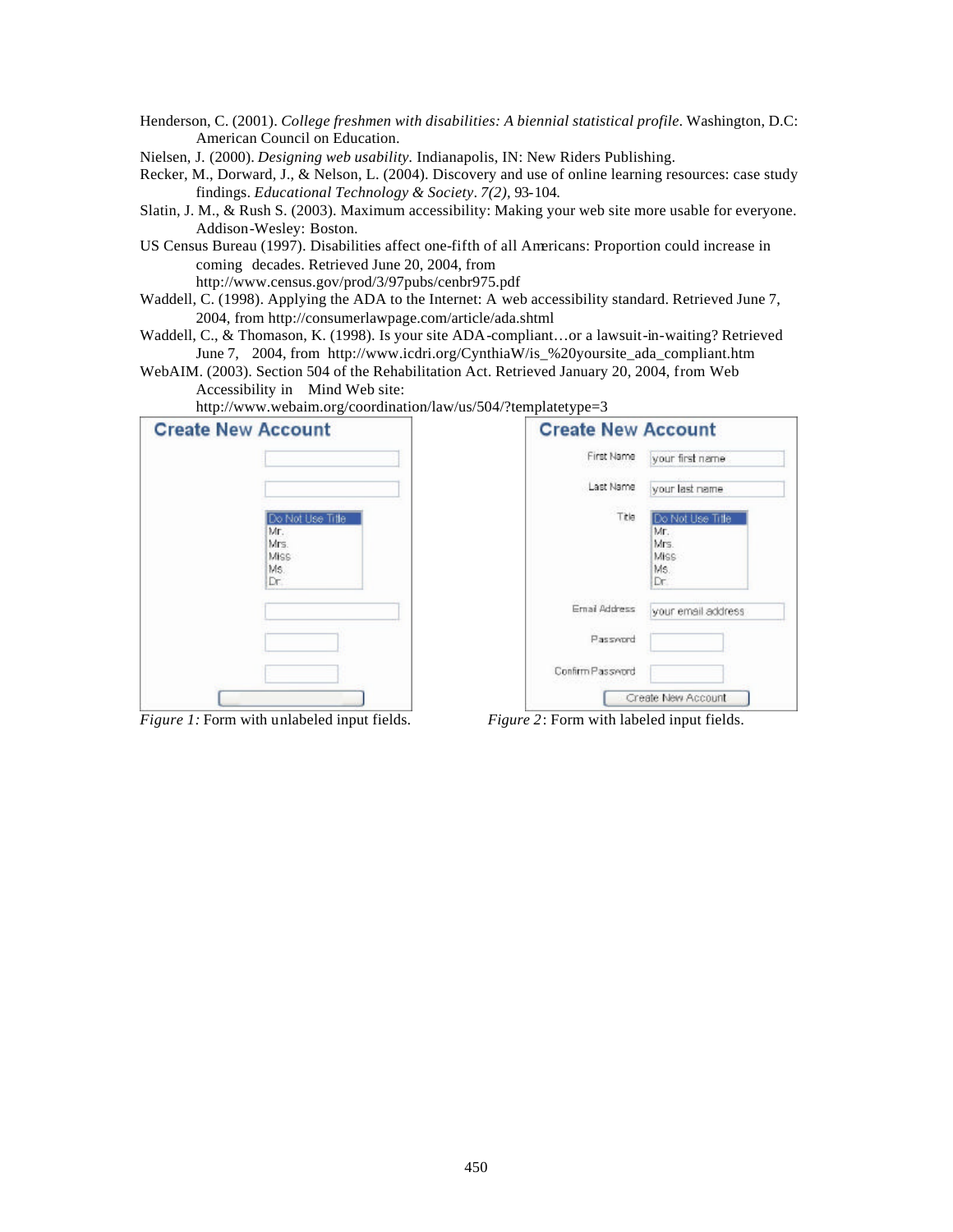Henderson, C. (2001). *College freshmen with disabilities: A biennial statistical profile*. Washington, D.C: American Council on Education.

Nielsen, J. (2000). *Designing web usability*. Indianapolis, IN: New Riders Publishing.

Recker, M., Dorward, J., & Nelson, L. (2004). Discovery and use of online learning resources: case study findings. *Educational Technology & Society*. *7(2)*, 93-104.

Slatin, J. M., & Rush S. (2003). Maximum accessibility: Making your web site more usable for everyone. Addison-Wesley: Boston.

US Census Bureau (1997). Disabilities affect one-fifth of all Americans: Proportion could increase in coming decades. Retrieved June 20, 2004, from http://www.census.gov/prod/3/97pubs/cenbr975.pdf

Waddell, C. (1998). Applying the ADA to the Internet: A web accessibility standard. Retrieved June 7, 2004, from http://consumerlawpage.com/article/ada.shtml

Waddell, C., & Thomason, K. (1998). Is your site ADA-compliant…or a lawsuit-in-waiting? Retrieved June 7, 2004, from http://www.icdri.org/CynthiaW/is_%20yoursite_ada_compliant.htm

WebAIM. (2003). Section 504 of the Rehabilitation Act. Retrieved January 20, 2004, from Web Accessibility in Mind Web site: http://www.webaim.org/coordination/law/us/504/?templatetype=3

*Figure 1:* Form with unlabeled input fields.

*Figure 2*: Form with labeled input fields.